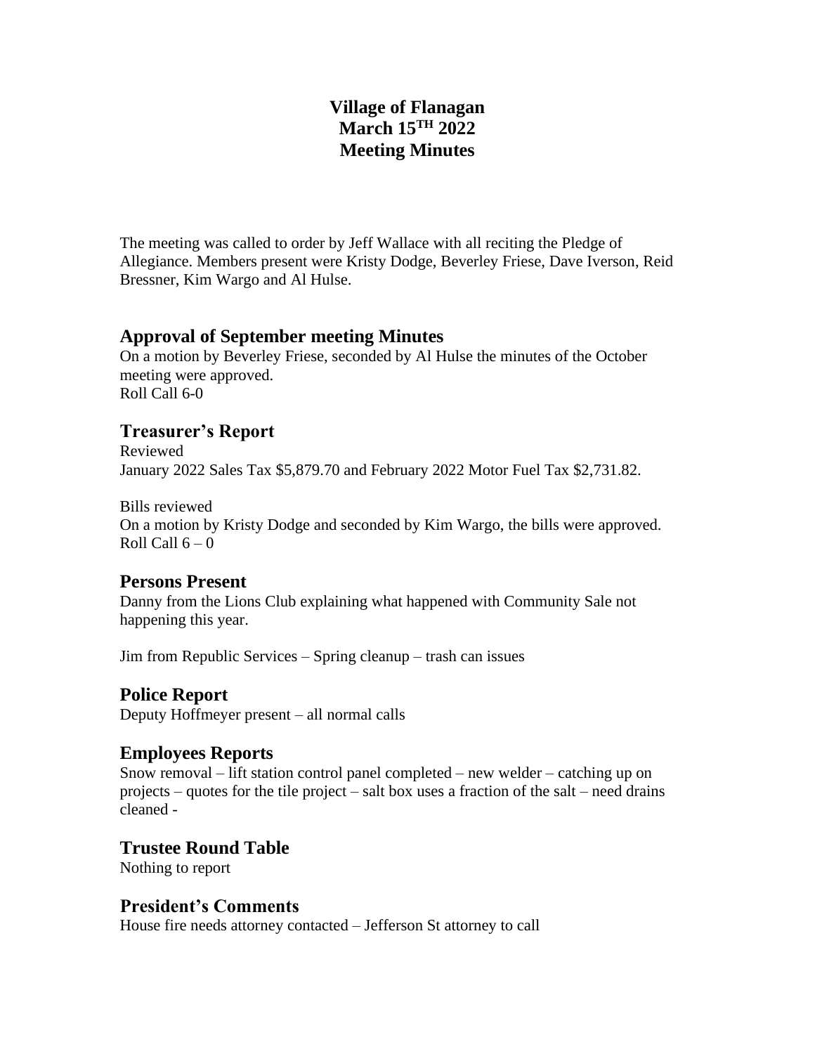# Village of Flanagan
# March 15TH 2022
# Meeting Minutes

The meeting was called to order by Jeff Wallace with all reciting the Pledge of Allegiance. Members present were Kristy Dodge, Beverley Friese, Dave Iverson, Reid Bressner, Kim Wargo and Al Hulse.

## Approval of September meeting Minutes

On a motion by Beverley Friese, seconded by Al Hulse the minutes of the October meeting were approved.
Roll Call 6-0

## Treasurer's Report

Reviewed
January 2022 Sales Tax $5,879.70 and February 2022 Motor Fuel Tax $2,731.82.

Bills reviewed
On a motion by Kristy Dodge and seconded by Kim Wargo, the bills were approved.
Roll Call 6 – 0

## Persons Present

Danny from the Lions Club explaining what happened with Community Sale not happening this year.

Jim from Republic Services – Spring cleanup – trash can issues

## Police Report

Deputy Hoffmeyer present – all normal calls

## Employees Reports

Snow removal – lift station control panel completed – new welder – catching up on projects – quotes for the tile project – salt box uses a fraction of the salt – need drains cleaned -

## Trustee Round Table

Nothing to report

## President's Comments

House fire needs attorney contacted – Jefferson St attorney to call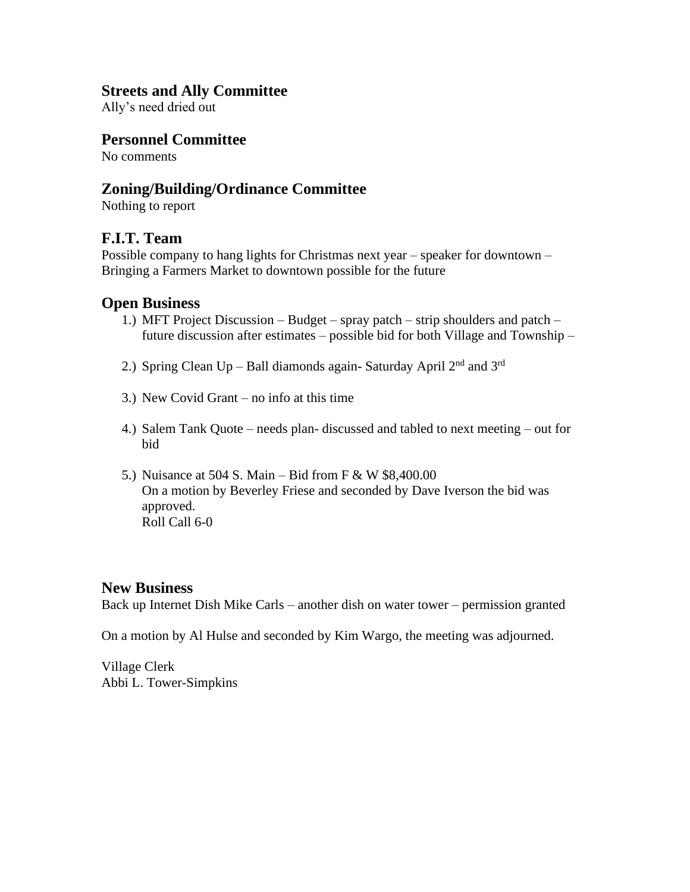## Streets and Ally Committee

Ally's need dried out

## Personnel Committee

No comments

## Zoning/Building/Ordinance Committee

Nothing to report

## F.I.T. Team

Possible company to hang lights for Christmas next year – speaker for downtown – Bringing a Farmers Market to downtown possible for the future

## Open Business

1.) MFT Project Discussion – Budget – spray patch – strip shoulders and patch – future discussion after estimates – possible bid for both Village and Township –

2.) Spring Clean Up – Ball diamonds again- Saturday April 2nd and 3rd

3.) New Covid Grant – no info at this time

4.) Salem Tank Quote – needs plan- discussed and tabled to next meeting – out for bid

5.) Nuisance at 504 S. Main – Bid from F & W $8,400.00
On a motion by Beverley Friese and seconded by Dave Iverson the bid was approved.
Roll Call 6-0

## New Business

Back up Internet Dish Mike Carls – another dish on water tower – permission granted

On a motion by Al Hulse and seconded by Kim Wargo, the meeting was adjourned.

Village Clerk
Abbi L. Tower-Simpkins